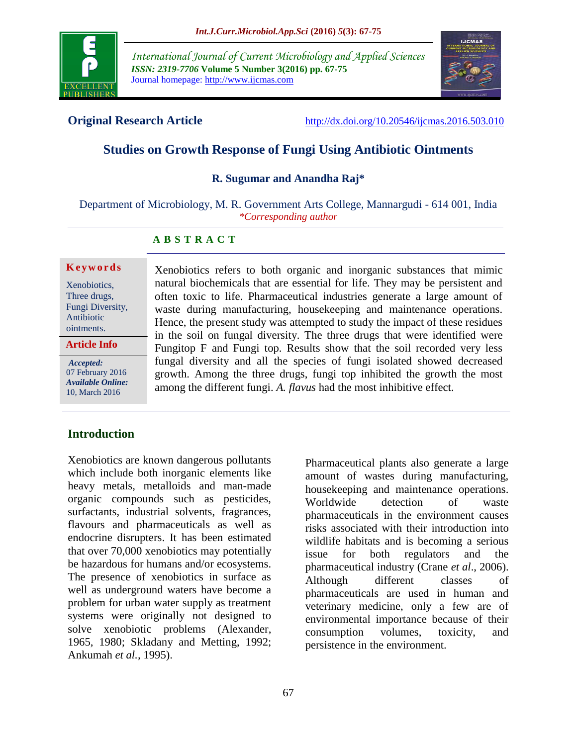International Journal of Current Microbiology and Applied Sciences
*ISSN: 2319-7706* **Volume 5 Number 3(2016) pp. 67-75**
Journal homepage: http://www.ijcmas.com

**Original Research Article** http://dx.doi.org/10.20546/ijcmas.2016.503.010

# Studies on Growth Response of Fungi Using Antibiotic Ointments

**R. Sugumar and Anandha Raj***

Department of Microbiology, M. R. Government Arts College, Mannargudi - 614 001, India
*\*Corresponding author*

## ABSTRACT

**Keywords**

Xenobiotics, Three drugs, Fungi Diversity, Antibiotic ointments.

**Article Info**

***Accepted:*** 07 February 2016
***Available Online:*** 10, March 2016

Xenobiotics refers to both organic and inorganic substances that mimic natural biochemicals that are essential for life. They may be persistent and often toxic to life. Pharmaceutical industries generate a large amount of waste during manufacturing, housekeeping and maintenance operations. Hence, the present study was attempted to study the impact of these residues in the soil on fungal diversity. The three drugs that were identified were Fungitop F and Fungi top. Results show that the soil recorded very less fungal diversity and all the species of fungi isolated showed decreased growth. Among the three drugs, fungi top inhibited the growth the most among the different fungi. *A. flavus* had the most inhibitive effect.

## Introduction

Xenobiotics are known dangerous pollutants which include both inorganic elements like heavy metals, metalloids and man-made organic compounds such as pesticides, surfactants, industrial solvents, fragrances, flavours and pharmaceuticals as well as endocrine disrupters. It has been estimated that over 70,000 xenobiotics may potentially be hazardous for humans and/or ecosystems. The presence of xenobiotics in surface as well as underground waters have become a problem for urban water supply as treatment systems were originally not designed to solve xenobiotic problems (Alexander, 1965, 1980; Skladany and Metting, 1992; Ankumah *et al.*, 1995).

Pharmaceutical plants also generate a large amount of wastes during manufacturing, housekeeping and maintenance operations. Worldwide detection of waste pharmaceuticals in the environment causes risks associated with their introduction into wildlife habitats and is becoming a serious issue for both regulators and the pharmaceutical industry (Crane *et al*., 2006). Although different classes of pharmaceuticals are used in human and veterinary medicine, only a few are of environmental importance because of their consumption volumes, toxicity, and persistence in the environment.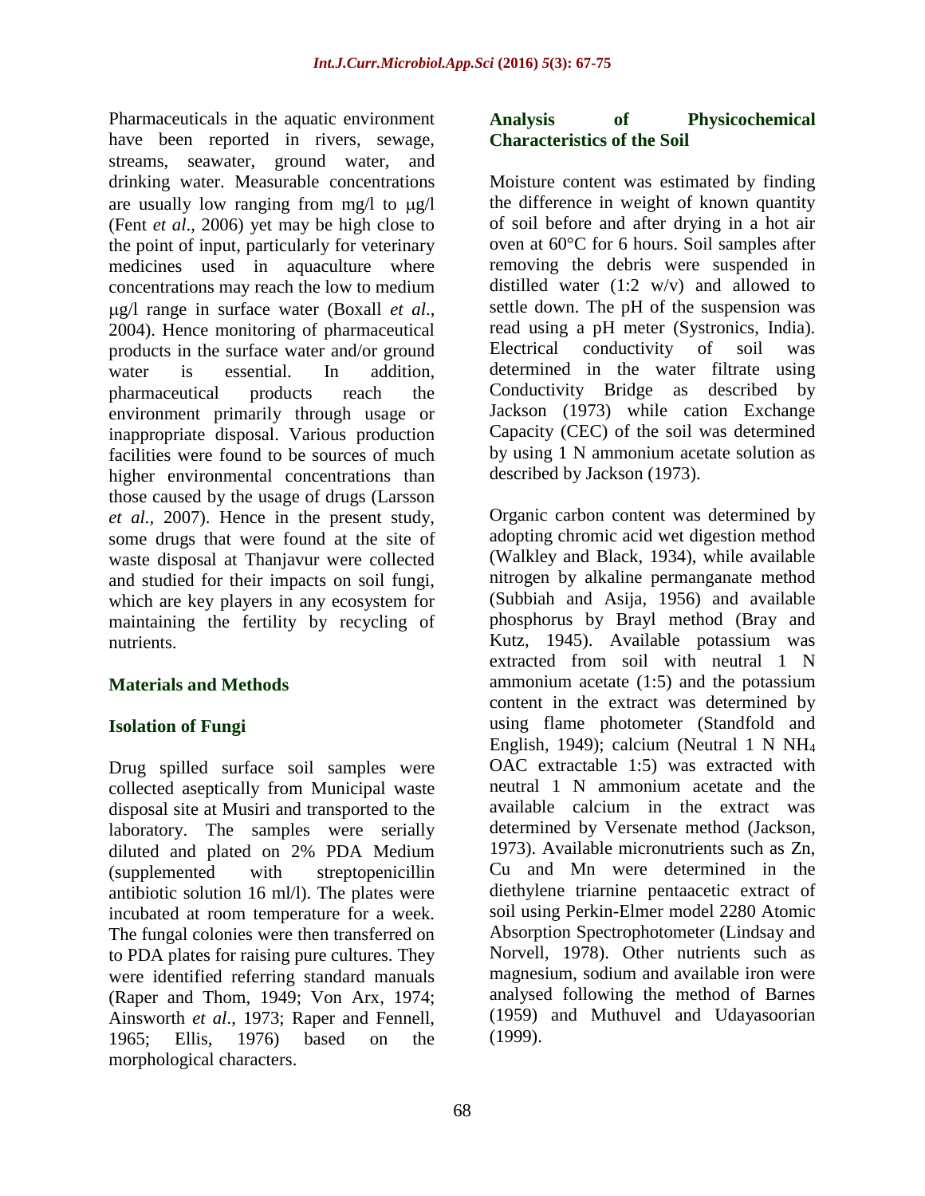Pharmaceuticals in the aquatic environment have been reported in rivers, sewage, streams, seawater, ground water, and drinking water. Measurable concentrations are usually low ranging from mg/l to μg/l (Fent *et al*., 2006) yet may be high close to the point of input, particularly for veterinary medicines used in aquaculture where concentrations may reach the low to medium μg/l range in surface water (Boxall *et al*., 2004). Hence monitoring of pharmaceutical products in the surface water and/or ground water is essential. In addition, pharmaceutical products reach the environment primarily through usage or inappropriate disposal. Various production facilities were found to be sources of much higher environmental concentrations than those caused by the usage of drugs (Larsson *et al.,* 2007). Hence in the present study, some drugs that were found at the site of waste disposal at Thanjavur were collected and studied for their impacts on soil fungi, which are key players in any ecosystem for maintaining the fertility by recycling of nutrients.

## Materials and Methods

### Isolation of Fungi

Drug spilled surface soil samples were collected aseptically from Municipal waste disposal site at Musiri and transported to the laboratory. The samples were serially diluted and plated on 2% PDA Medium (supplemented with streptopenicillin antibiotic solution 16 ml/l). The plates were incubated at room temperature for a week. The fungal colonies were then transferred on to PDA plates for raising pure cultures. They were identified referring standard manuals (Raper and Thom, 1949; Von Arx, 1974; Ainsworth *et al*., 1973; Raper and Fennell, 1965; Ellis, 1976) based on the morphological characters.

### Analysis of Physicochemical Characteristics of the Soil

Moisture content was estimated by finding the difference in weight of known quantity of soil before and after drying in a hot air oven at 60°C for 6 hours. Soil samples after removing the debris were suspended in distilled water (1:2 w/v) and allowed to settle down. The pH of the suspension was read using a pH meter (Systronics, India). Electrical conductivity of soil was determined in the water filtrate using Conductivity Bridge as described by Jackson (1973) while cation Exchange Capacity (CEC) of the soil was determined by using 1 N ammonium acetate solution as described by Jackson (1973).

Organic carbon content was determined by adopting chromic acid wet digestion method (Walkley and Black, 1934), while available nitrogen by alkaline permanganate method (Subbiah and Asija, 1956) and available phosphorus by Brayl method (Bray and Kutz, 1945). Available potassium was extracted from soil with neutral 1 N ammonium acetate (1:5) and the potassium content in the extract was determined by using flame photometer (Standfold and English, 1949); calcium (Neutral 1 N $NH_4$ OAC extractable 1:5) was extracted with neutral 1 N ammonium acetate and the available calcium in the extract was determined by Versenate method (Jackson, 1973). Available micronutrients such as Zn, Cu and Mn were determined in the diethylene triarnine pentaacetic extract of soil using Perkin-Elmer model 2280 Atomic Absorption Spectrophotometer (Lindsay and Norvell, 1978). Other nutrients such as magnesium, sodium and available iron were analysed following the method of Barnes (1959) and Muthuvel and Udayasoorian (1999).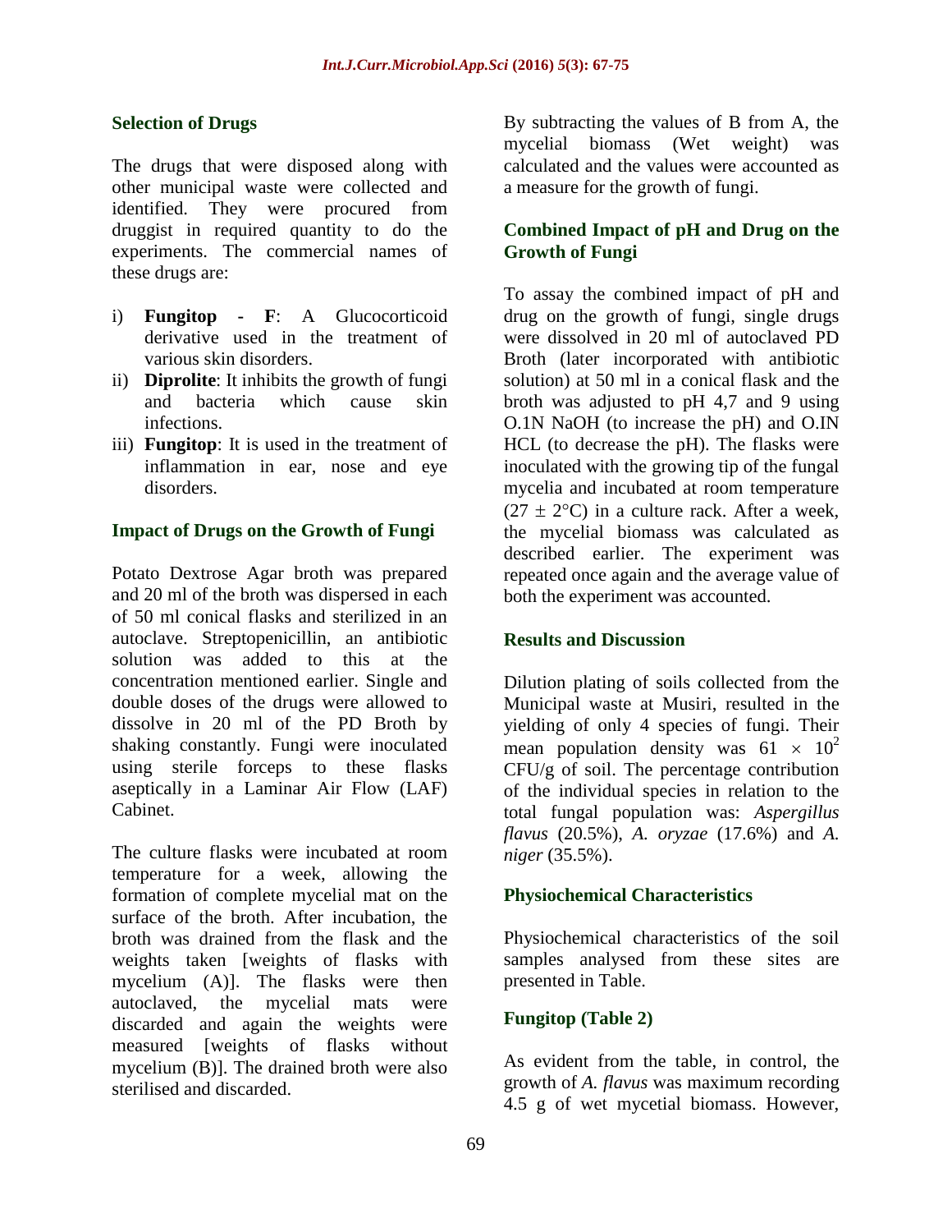### Selection of Drugs

The drugs that were disposed along with other municipal waste were collected and identified. They were procured from druggist in required quantity to do the experiments. The commercial names of these drugs are:

i) **Fungitop - F**: A Glucocorticoid derivative used in the treatment of various skin disorders.
ii) **Diprolite**: It inhibits the growth of fungi and bacteria which cause skin infections.
iii) **Fungitop**: It is used in the treatment of inflammation in ear, nose and eye disorders.

### Impact of Drugs on the Growth of Fungi

Potato Dextrose Agar broth was prepared and 20 ml of the broth was dispersed in each of 50 ml conical flasks and sterilized in an autoclave. Streptopenicillin, an antibiotic solution was added to this at the concentration mentioned earlier. Single and double doses of the drugs were allowed to dissolve in 20 ml of the PD Broth by shaking constantly. Fungi were inoculated using sterile forceps to these flasks aseptically in a Laminar Air Flow (LAF) Cabinet.

The culture flasks were incubated at room temperature for a week, allowing the formation of complete mycelial mat on the surface of the broth. After incubation, the broth was drained from the flask and the weights taken [weights of flasks with mycelium (A)]. The flasks were then autoclaved, the mycelial mats were discarded and again the weights were measured [weights of flasks without mycelium (B)]. The drained broth were also sterilised and discarded.

By subtracting the values of B from A, the mycelial biomass (Wet weight) was calculated and the values were accounted as a measure for the growth of fungi.

### Combined Impact of pH and Drug on the Growth of Fungi

To assay the combined impact of pH and drug on the growth of fungi, single drugs were dissolved in 20 ml of autoclaved PD Broth (later incorporated with antibiotic solution) at 50 ml in a conical flask and the broth was adjusted to pH 4,7 and 9 using O.1N NaOH (to increase the pH) and O.IN HCL (to decrease the pH). The flasks were inoculated with the growing tip of the fungal mycelia and incubated at room temperature ($27 \pm 2°C$) in a culture rack. After a week, the mycelial biomass was calculated as described earlier. The experiment was repeated once again and the average value of both the experiment was accounted.

## Results and Discussion

Dilution plating of soils collected from the Municipal waste at Musiri, resulted in the yielding of only 4 species of fungi. Their mean population density was $61 \times 10^2$ CFU/g of soil. The percentage contribution of the individual species in relation to the total fungal population was: *Aspergillus flavus* (20.5%), *A. oryzae* (17.6%) and *A. niger* (35.5%).

### Physiochemical Characteristics

Physiochemical characteristics of the soil samples analysed from these sites are presented in Table.

### Fungitop (Table 2)

As evident from the table, in control, the growth of *A. flavus* was maximum recording 4.5 g of wet mycetial biomass. However,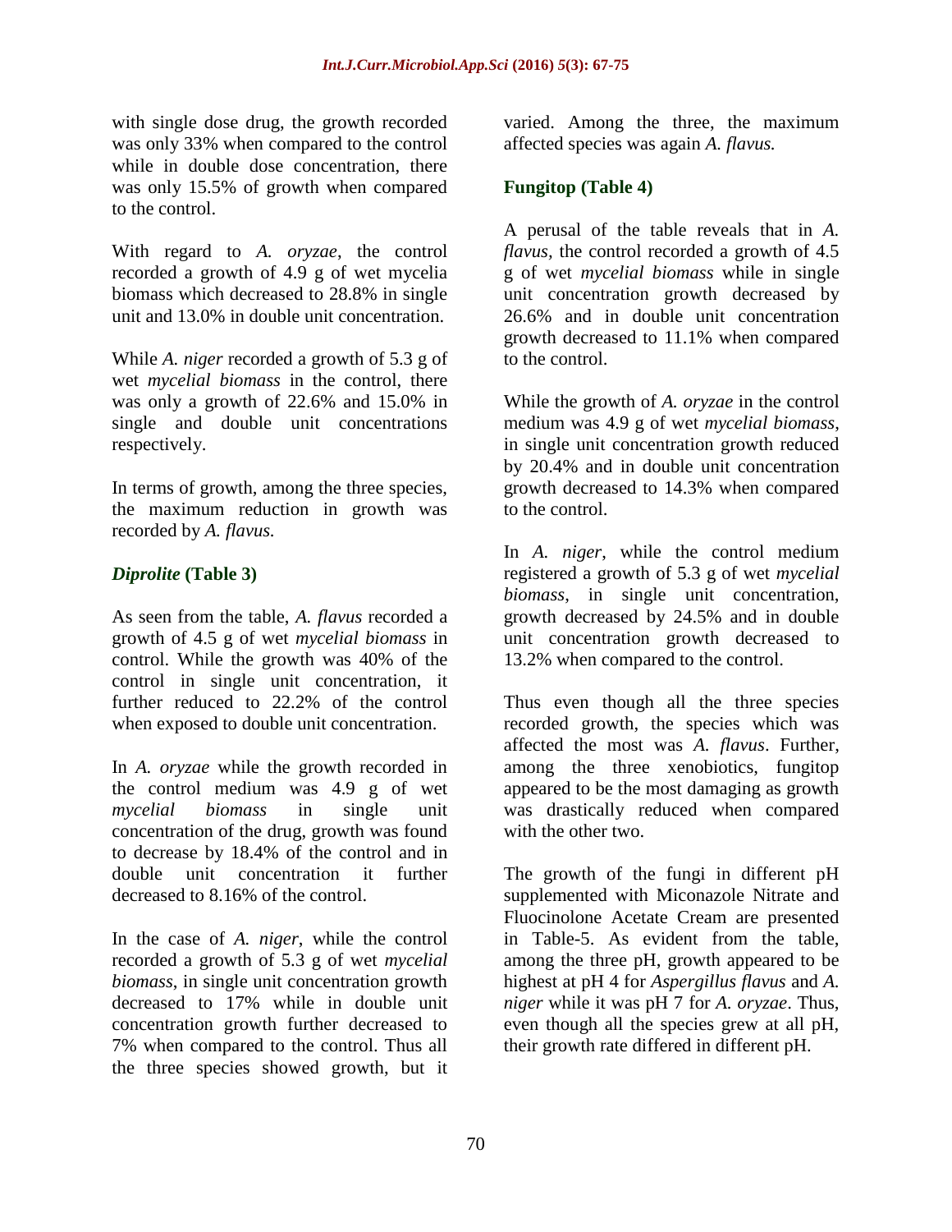with single dose drug, the growth recorded was only 33% when compared to the control while in double dose concentration, there was only 15.5% of growth when compared to the control.

With regard to *A. oryzae*, the control recorded a growth of 4.9 g of wet mycelia biomass which decreased to 28.8% in single unit and 13.0% in double unit concentration.

While *A. niger* recorded a growth of 5.3 g of wet *mycelial biomass* in the control, there was only a growth of 22.6% and 15.0% in single and double unit concentrations respectively.

In terms of growth, among the three species, the maximum reduction in growth was recorded by *A. flavus.*

### ***Diprolite* (Table 3)**

As seen from the table, *A. flavus* recorded a growth of 4.5 g of wet *mycelial biomass* in control. While the growth was 40% of the control in single unit concentration, it further reduced to 22.2% of the control when exposed to double unit concentration.

In *A. oryzae* while the growth recorded in the control medium was 4.9 g of wet *mycelial biomass* in single unit concentration of the drug, growth was found to decrease by 18.4% of the control and in double unit concentration it further decreased to 8.16% of the control.

In the case of *A. niger*, while the control recorded a growth of 5.3 g of wet *mycelial biomass*, in single unit concentration growth decreased to 17% while in double unit concentration growth further decreased to 7% when compared to the control. Thus all the three species showed growth, but it varied. Among the three, the maximum affected species was again *A. flavus.*

### **Fungitop (Table 4)**

A perusal of the table reveals that in *A. flavus,* the control recorded a growth of 4.5 g of wet *mycelial biomass* while in single unit concentration growth decreased by 26.6% and in double unit concentration growth decreased to 11.1% when compared to the control.

While the growth of *A. oryzae* in the control medium was 4.9 g of wet *mycelial biomass*, in single unit concentration growth reduced by 20.4% and in double unit concentration growth decreased to 14.3% when compared to the control.

In *A. niger*, while the control medium registered a growth of 5.3 g of wet *mycelial biomass*, in single unit concentration, growth decreased by 24.5% and in double unit concentration growth decreased to 13.2% when compared to the control.

Thus even though all the three species recorded growth, the species which was affected the most was *A. flavus*. Further, among the three xenobiotics, fungitop appeared to be the most damaging as growth was drastically reduced when compared with the other two.

The growth of the fungi in different pH supplemented with Miconazole Nitrate and Fluocinolone Acetate Cream are presented in Table-5. As evident from the table, among the three pH, growth appeared to be highest at pH 4 for *Aspergillus flavus* and *A. niger* while it was pH 7 for *A. oryzae*. Thus, even though all the species grew at all pH, their growth rate differed in different pH.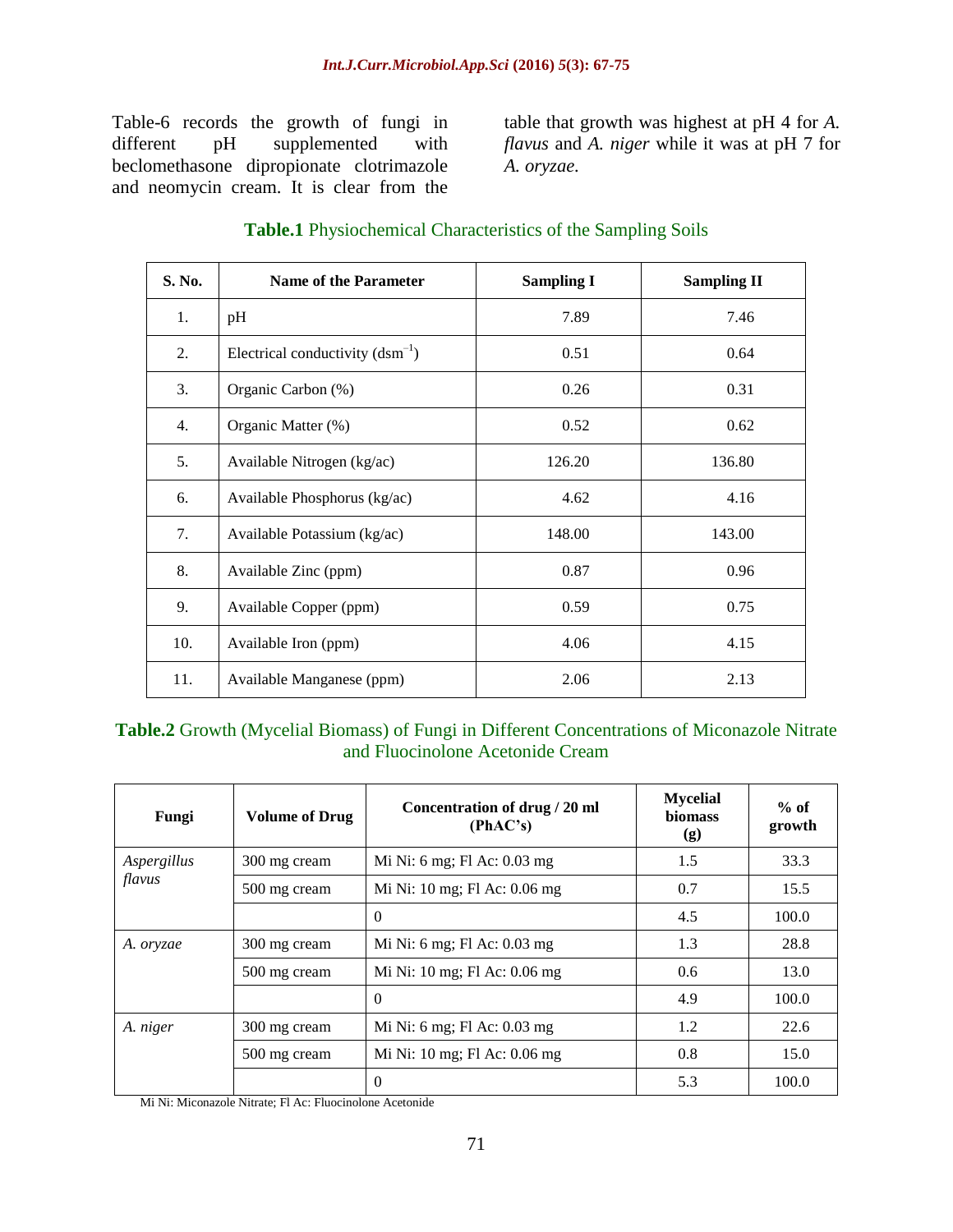Table-6 records the growth of fungi in different pH supplemented with beclomethasone dipropionate clotrimazole and neomycin cream. It is clear from the table that growth was highest at pH 4 for *A. flavus* and *A. niger* while it was at pH 7 for *A. oryzae.*

**Table.1** Physiochemical Characteristics of the Sampling Soils

| S. No. | Name of the Parameter | Sampling I | Sampling II |
|---|---|---|---|
| 1. | pH | 7.89 | 7.46 |
| 2. | Electrical conductivity ($dsm^{-1}$) | 0.51 | 0.64 |
| 3. | Organic Carbon (%) | 0.26 | 0.31 |
| 4. | Organic Matter (%) | 0.52 | 0.62 |
| 5. | Available Nitrogen (kg/ac) | 126.20 | 136.80 |
| 6. | Available Phosphorus (kg/ac) | 4.62 | 4.16 |
| 7. | Available Potassium (kg/ac) | 148.00 | 143.00 |
| 8. | Available Zinc (ppm) | 0.87 | 0.96 |
| 9. | Available Copper (ppm) | 0.59 | 0.75 |
| 10. | Available Iron (ppm) | 4.06 | 4.15 |
| 11. | Available Manganese (ppm) | 2.06 | 2.13 |

**Table.2** Growth (Mycelial Biomass) of Fungi in Different Concentrations of Miconazole Nitrate and Fluocinolone Acetonide Cream

| Fungi | Volume of Drug | Concentration of drug / 20 ml (PhAC's) | Mycelial biomass (g) | % of growth |
|---|---|---|---|---|
| *Aspergillus flavus* | 300 mg cream | Mi Ni: 6 mg; Fl Ac: 0.03 mg | 1.5 | 33.3 |
| | 500 mg cream | Mi Ni: 10 mg; Fl Ac: 0.06 mg | 0.7 | 15.5 |
| | | 0 | 4.5 | 100.0 |
| *A. oryzae* | 300 mg cream | Mi Ni: 6 mg; Fl Ac: 0.03 mg | 1.3 | 28.8 |
| | 500 mg cream | Mi Ni: 10 mg; Fl Ac: 0.06 mg | 0.6 | 13.0 |
| | | 0 | 4.9 | 100.0 |
| *A. niger* | 300 mg cream | Mi Ni: 6 mg; Fl Ac: 0.03 mg | 1.2 | 22.6 |
| | 500 mg cream | Mi Ni: 10 mg; Fl Ac: 0.06 mg | 0.8 | 15.0 |
| | | 0 | 5.3 | 100.0 |

Mi Ni: Miconazole Nitrate; Fl Ac: Fluocinolone Acetonide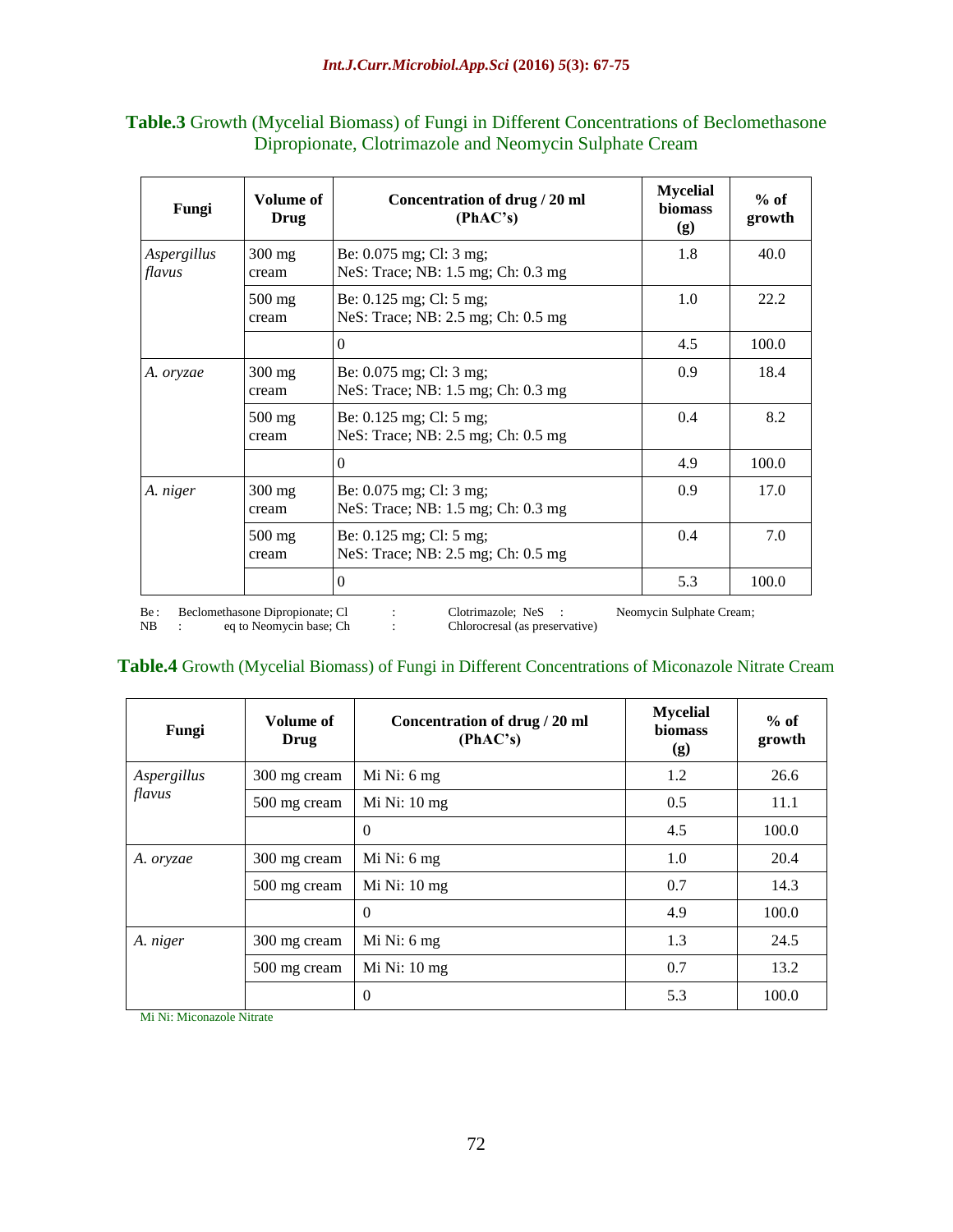**Table.3** Growth (Mycelial Biomass) of Fungi in Different Concentrations of Beclomethasone Dipropionate, Clotrimazole and Neomycin Sulphate Cream

| Fungi | Volume of Drug | Concentration of drug / 20 ml (PhAC's) | Mycelial biomass (g) | % of growth |
|---|---|---|---|---|
| *Aspergillus flavus* | 300 mg cream | Be: 0.075 mg; Cl: 3 mg; NeS: Trace; NB: 1.5 mg; Ch: 0.3 mg | 1.8 | 40.0 |
| | 500 mg cream | Be: 0.125 mg; Cl: 5 mg; NeS: Trace; NB: 2.5 mg; Ch: 0.5 mg | 1.0 | 22.2 |
| | | 0 | 4.5 | 100.0 |
| *A. oryzae* | 300 mg cream | Be: 0.075 mg; Cl: 3 mg; NeS: Trace; NB: 1.5 mg; Ch: 0.3 mg | 0.9 | 18.4 |
| | 500 mg cream | Be: 0.125 mg; Cl: 5 mg; NeS: Trace; NB: 2.5 mg; Ch: 0.5 mg | 0.4 | 8.2 |
| | | 0 | 4.9 | 100.0 |
| *A. niger* | 300 mg cream | Be: 0.075 mg; Cl: 3 mg; NeS: Trace; NB: 1.5 mg; Ch: 0.3 mg | 0.9 | 17.0 |
| | 500 mg cream | Be: 0.125 mg; Cl: 5 mg; NeS: Trace; NB: 2.5 mg; Ch: 0.5 mg | 0.4 | 7.0 |
| | | 0 | 5.3 | 100.0 |

Be : Beclomethasone Dipropionate; Cl : Clotrimazole; NeS : Neomycin Sulphate Cream;
NB : eq to Neomycin base; Ch : Chlorocresal (as preservative)

**Table.4** Growth (Mycelial Biomass) of Fungi in Different Concentrations of Miconazole Nitrate Cream

| Fungi | Volume of Drug | Concentration of drug / 20 ml (PhAC's) | Mycelial biomass (g) | % of growth |
|---|---|---|---|---|
| *Aspergillus flavus* | 300 mg cream | Mi Ni: 6 mg | 1.2 | 26.6 |
| | 500 mg cream | Mi Ni: 10 mg | 0.5 | 11.1 |
| | | 0 | 4.5 | 100.0 |
| *A. oryzae* | 300 mg cream | Mi Ni: 6 mg | 1.0 | 20.4 |
| | 500 mg cream | Mi Ni: 10 mg | 0.7 | 14.3 |
| | | 0 | 4.9 | 100.0 |
| *A. niger* | 300 mg cream | Mi Ni: 6 mg | 1.3 | 24.5 |
| | 500 mg cream | Mi Ni: 10 mg | 0.7 | 13.2 |
| | | 0 | 5.3 | 100.0 |

Mi Ni: Miconazole Nitrate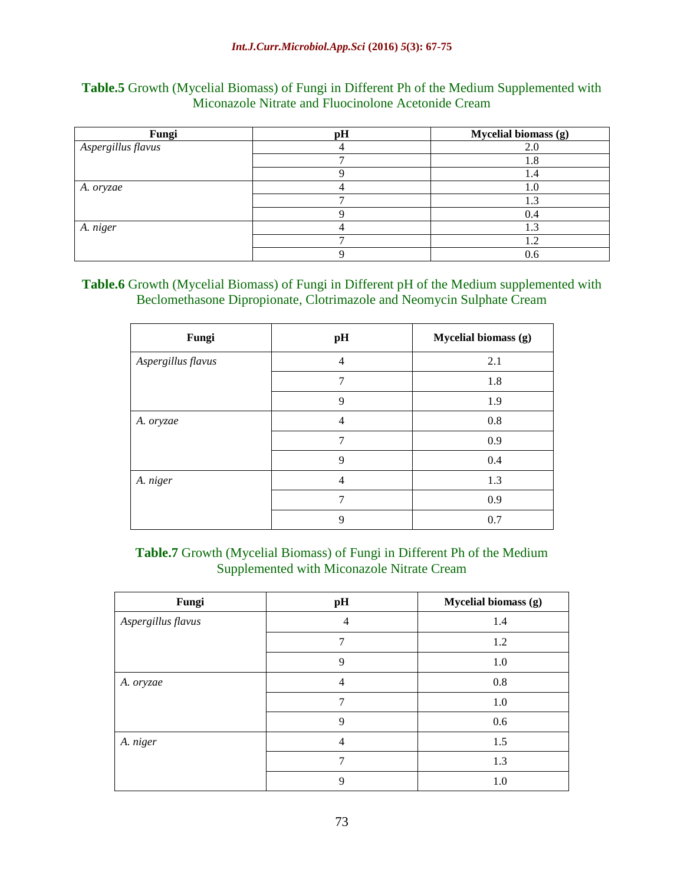**Table.5** Growth (Mycelial Biomass) of Fungi in Different Ph of the Medium Supplemented with Miconazole Nitrate and Fluocinolone Acetonide Cream

| Fungi | pH | Mycelial biomass (g) |
|---|---|---|
| *Aspergillus flavus* | 4 | 2.0 |
| | 7 | 1.8 |
| | 9 | 1.4 |
| *A. oryzae* | 4 | 1.0 |
| | 7 | 1.3 |
| | 9 | 0.4 |
| *A. niger* | 4 | 1.3 |
| | 7 | 1.2 |
| | 9 | 0.6 |

**Table.6** Growth (Mycelial Biomass) of Fungi in Different pH of the Medium supplemented with Beclomethasone Dipropionate, Clotrimazole and Neomycin Sulphate Cream

| Fungi | pH | Mycelial biomass (g) |
|---|---|---|
| *Aspergillus flavus* | 4 | 2.1 |
| | 7 | 1.8 |
| | 9 | 1.9 |
| *A. oryzae* | 4 | 0.8 |
| | 7 | 0.9 |
| | 9 | 0.4 |
| *A. niger* | 4 | 1.3 |
| | 7 | 0.9 |
| | 9 | 0.7 |

**Table.7** Growth (Mycelial Biomass) of Fungi in Different Ph of the Medium Supplemented with Miconazole Nitrate Cream

| Fungi | pH | Mycelial biomass (g) |
|---|---|---|
| *Aspergillus flavus* | 4 | 1.4 |
| | 7 | 1.2 |
| | 9 | 1.0 |
| *A. oryzae* | 4 | 0.8 |
| | 7 | 1.0 |
| | 9 | 0.6 |
| *A. niger* | 4 | 1.5 |
| | 7 | 1.3 |
| | 9 | 1.0 |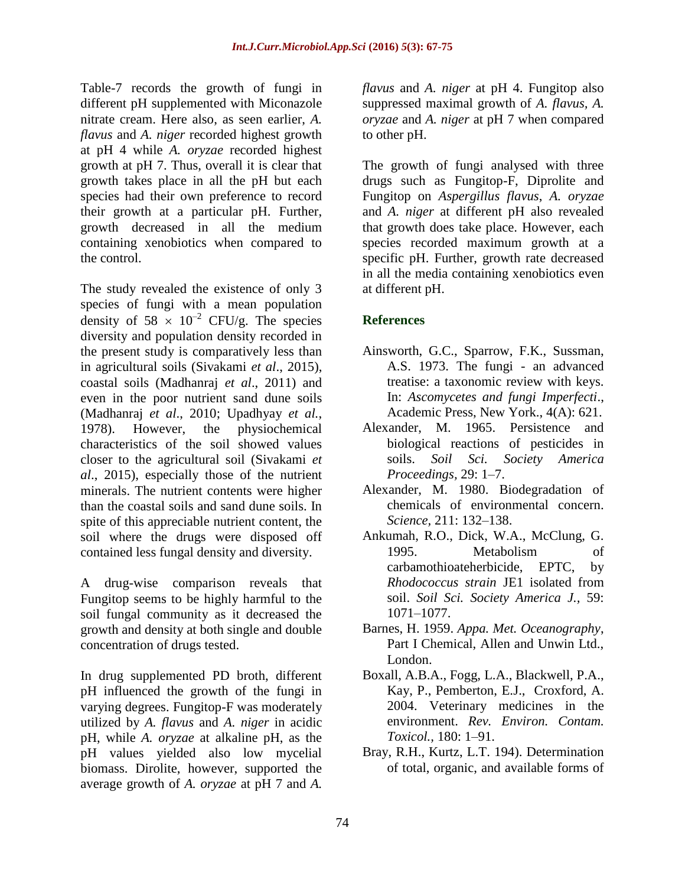Table-7 records the growth of fungi in different pH supplemented with Miconazole nitrate cream. Here also, as seen earlier, *A. flavus* and *A. niger* recorded highest growth at pH 4 while *A. oryzae* recorded highest growth at pH 7. Thus, overall it is clear that growth takes place in all the pH but each species had their own preference to record their growth at a particular pH. Further, growth decreased in all the medium containing xenobiotics when compared to the control.

The study revealed the existence of only 3 species of fungi with a mean population density of $58 \times 10^{-2}$ CFU/g. The species diversity and population density recorded in the present study is comparatively less than in agricultural soils (Sivakami *et al*., 2015), coastal soils (Madhanraj *et al*., 2011) and even in the poor nutrient sand dune soils (Madhanraj *et al*., 2010; Upadhyay *et al.*, 1978). However, the physiochemical characteristics of the soil showed values closer to the agricultural soil (Sivakami *et al*., 2015), especially those of the nutrient minerals. The nutrient contents were higher than the coastal soils and sand dune soils. In spite of this appreciable nutrient content, the soil where the drugs were disposed off contained less fungal density and diversity.

A drug-wise comparison reveals that Fungitop seems to be highly harmful to the soil fungal community as it decreased the growth and density at both single and double concentration of drugs tested.

In drug supplemented PD broth, different pH influenced the growth of the fungi in varying degrees. Fungitop-F was moderately utilized by *A. flavus* and *A. niger* in acidic pH, while *A. oryzae* at alkaline pH, as the pH values yielded also low mycelial biomass. Dirolite, however, supported the average growth of *A. oryzae* at pH 7 and *A. flavus* and *A. niger* at pH 4. Fungitop also suppressed maximal growth of *A. flavus*, *A. oryzae* and *A. niger* at pH 7 when compared to other pH.

The growth of fungi analysed with three drugs such as Fungitop-F, Diprolite and Fungitop on *Aspergillus flavus*, *A. oryzae* and *A. niger* at different pH also revealed that growth does take place. However, each species recorded maximum growth at a specific pH. Further, growth rate decreased in all the media containing xenobiotics even at different pH.

## References

- Ainsworth, G.C., Sparrow, F.K., Sussman, A.S. 1973. The fungi - an advanced treatise: a taxonomic review with keys. In: *Ascomycetes and fungi Imperfecti*., Academic Press, New York., 4(A): 621.
- Alexander, M. 1965. Persistence and biological reactions of pesticides in soils. *Soil Sci. Society America Proceedings,* 29: 1–7.
- Alexander, M. 1980. Biodegradation of chemicals of environmental concern. *Science,* 211: 132–138.
- Ankumah, R.O., Dick, W.A., McClung, G. 1995. Metabolism of carbamothioateherbicide, EPTC, by *Rhodococcus strain* JE1 isolated from soil. *Soil Sci. Society America J.,* 59: 1071–1077.
- Barnes, H. 1959. *Appa. Met. Oceanography*, Part I Chemical, Allen and Unwin Ltd., London.
- Boxall, A.B.A., Fogg, L.A., Blackwell, P.A., Kay, P., Pemberton, E.J., Croxford, A. 2004. Veterinary medicines in the environment. *Rev. Environ. Contam. Toxicol.,* 180: 1–91.
- Bray, R.H., Kurtz, L.T. 194). Determination of total, organic, and available forms of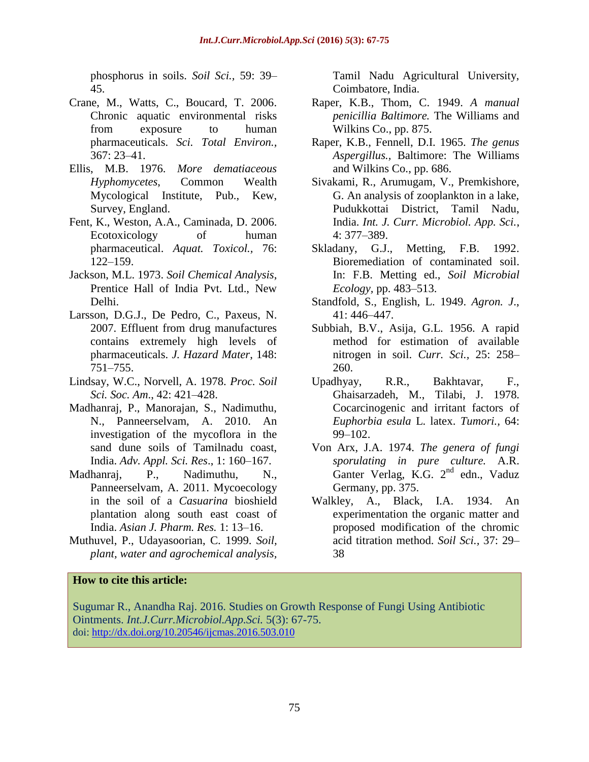phosphorus in soils. *Soil Sci.*, 59: 39–45.

Crane, M., Watts, C., Boucard, T. 2006. Chronic aquatic environmental risks from exposure to human pharmaceuticals. *Sci. Total Environ.*, 367: 23–41.

Ellis, M.B. 1976. *More dematiaceous Hyphomycetes*, Common Wealth Mycological Institute, Pub., Kew, Survey, England.

Fent, K., Weston, A.A., Caminada, D. 2006. Ecotoxicology of human pharmaceutical. *Aquat. Toxicol.*, 76: 122–159.

Jackson, M.L. 1973. *Soil Chemical Analysis*, Prentice Hall of India Pvt. Ltd., New Delhi.

Larsson, D.G.J., De Pedro, C., Paxeus, N. 2007. Effluent from drug manufactures contains extremely high levels of pharmaceuticals. *J. Hazard Mater*, 148: 751–755.

Lindsay, W.C., Norvell, A. 1978. *Proc. Soil Sci. Soc. Am.*, 42: 421–428.

Madhanraj, P., Manorajan, S., Nadimuthu, N., Panneerselvam, A. 2010. An investigation of the mycoflora in the sand dune soils of Tamilnadu coast, India. *Adv. Appl. Sci. Res.*, 1: 160–167.

Madhanraj, P., Nadimuthu, N., Panneerselvam, A. 2011. Mycoecology in the soil of a *Casuarina* bioshield plantation along south east coast of India. *Asian J. Pharm. Res.* 1: 13–16.

Muthuvel, P., Udayasoorian, C. 1999. *Soil, plant, water and agrochemical analysis*, Tamil Nadu Agricultural University, Coimbatore, India.

Raper, K.B., Thom, C. 1949. *A manual penicillia Baltimore.* The Williams and Wilkins Co., pp. 875.

Raper, K.B., Fennell, D.I. 1965. *The genus Aspergillus.*, Baltimore: The Williams and Wilkins Co., pp. 686.

Sivakami, R., Arumugam, V., Premkishore, G. An analysis of zooplankton in a lake, Pudukkottai District, Tamil Nadu, India. *Int. J. Curr. Microbiol. App. Sci.*, 4: 377–389.

Skladany, G.J., Metting, F.B. 1992. Bioremediation of contaminated soil. In: F.B. Metting ed., *Soil Microbial Ecology*, pp. 483–513.

Standfold, S., English, L. 1949. *Agron. J.*, 41: 446–447.

Subbiah, B.V., Asija, G.L. 1956. A rapid method for estimation of available nitrogen in soil. *Curr. Sci.*, 25: 258–260.

Upadhyay, R.R., Bakhtavar, F., Ghaisarzadeh, M., Tilabi, J. 1978. Cocarcinogenic and irritant factors of *Euphorbia esula* L. latex. *Tumori.*, 64: 99–102.

Von Arx, J.A. 1974. *The genera of fungi sporulating in pure culture.* A.R. Ganter Verlag, K.G. 2nd edn., Vaduz Germany, pp. 375.

Walkley, A., Black, I.A. 1934. An experimentation the organic matter and proposed modification of the chromic acid titration method. *Soil Sci.*, 37: 29–38

**How to cite this article:**

Sugumar R., Anandha Raj. 2016. Studies on Growth Response of Fungi Using Antibiotic Ointments. *Int.J.Curr.Microbiol.App.Sci.* 5(3): 67-75.
doi: http://dx.doi.org/10.20546/ijcmas.2016.503.010